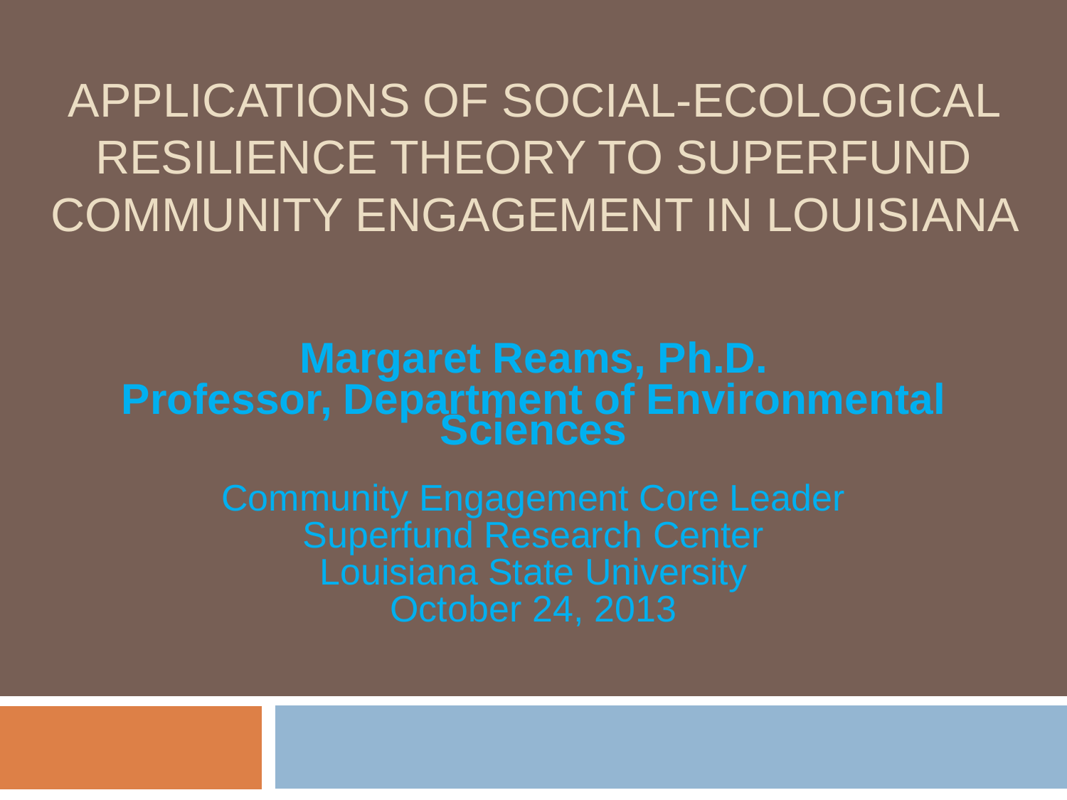# APPLICATIONS OF SOCIAL-ECOLOGICAL RESILIENCE THEORY TO SUPERFUND COMMUNITY ENGAGEMENT IN LOUISIANA

**Margaret Reams, Ph.D.**
**Professor, Department of Environmental Sciences**

Community Engagement Core Leader
Superfund Research Center
Louisiana State University
October 24, 2013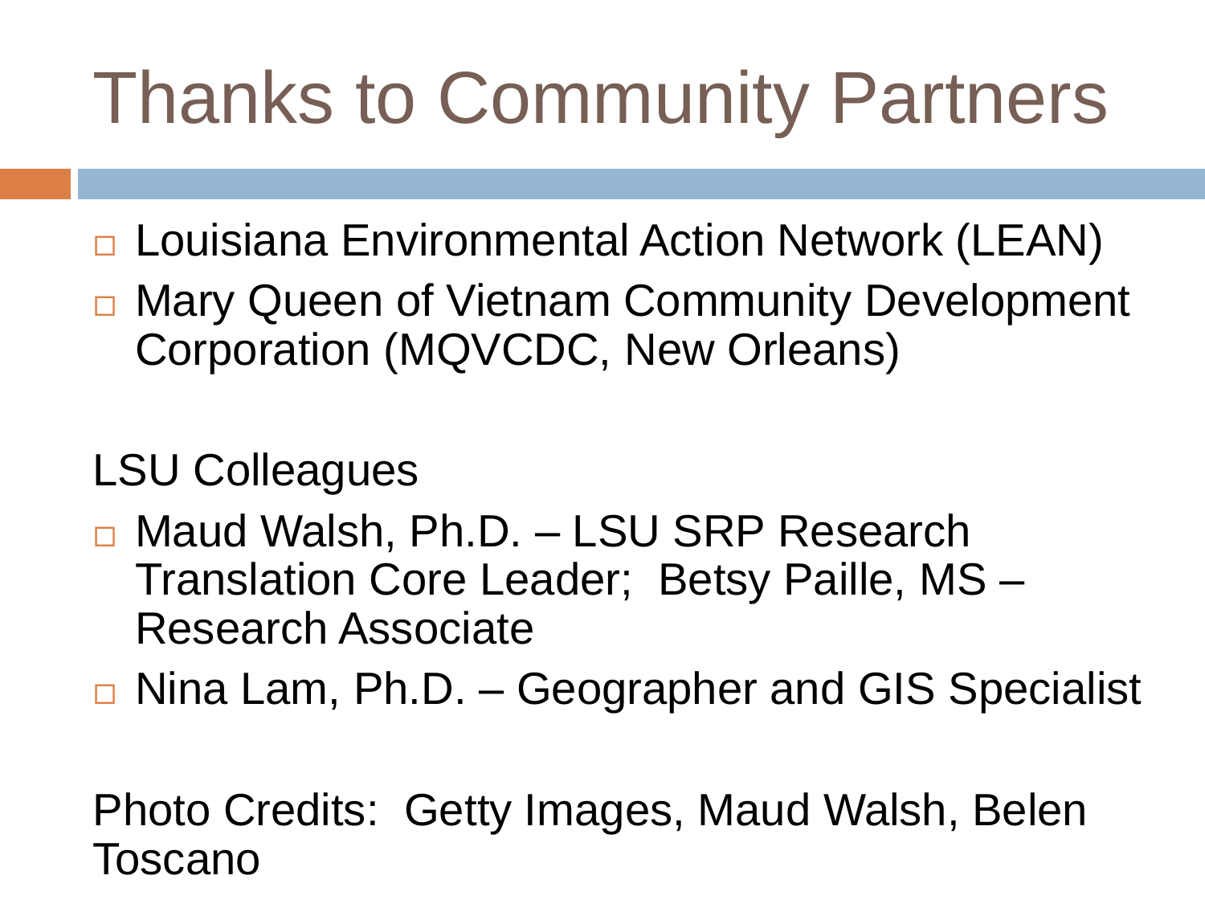# Thanks to Community Partners

- Louisiana Environmental Action Network (LEAN)
- Mary Queen of Vietnam Community Development Corporation (MQVCDC, New Orleans)

LSU Colleagues

- Maud Walsh, Ph.D. – LSU SRP Research Translation Core Leader; Betsy Paille, MS – Research Associate
- Nina Lam, Ph.D. – Geographer and GIS Specialist

Photo Credits: Getty Images, Maud Walsh, Belen Toscano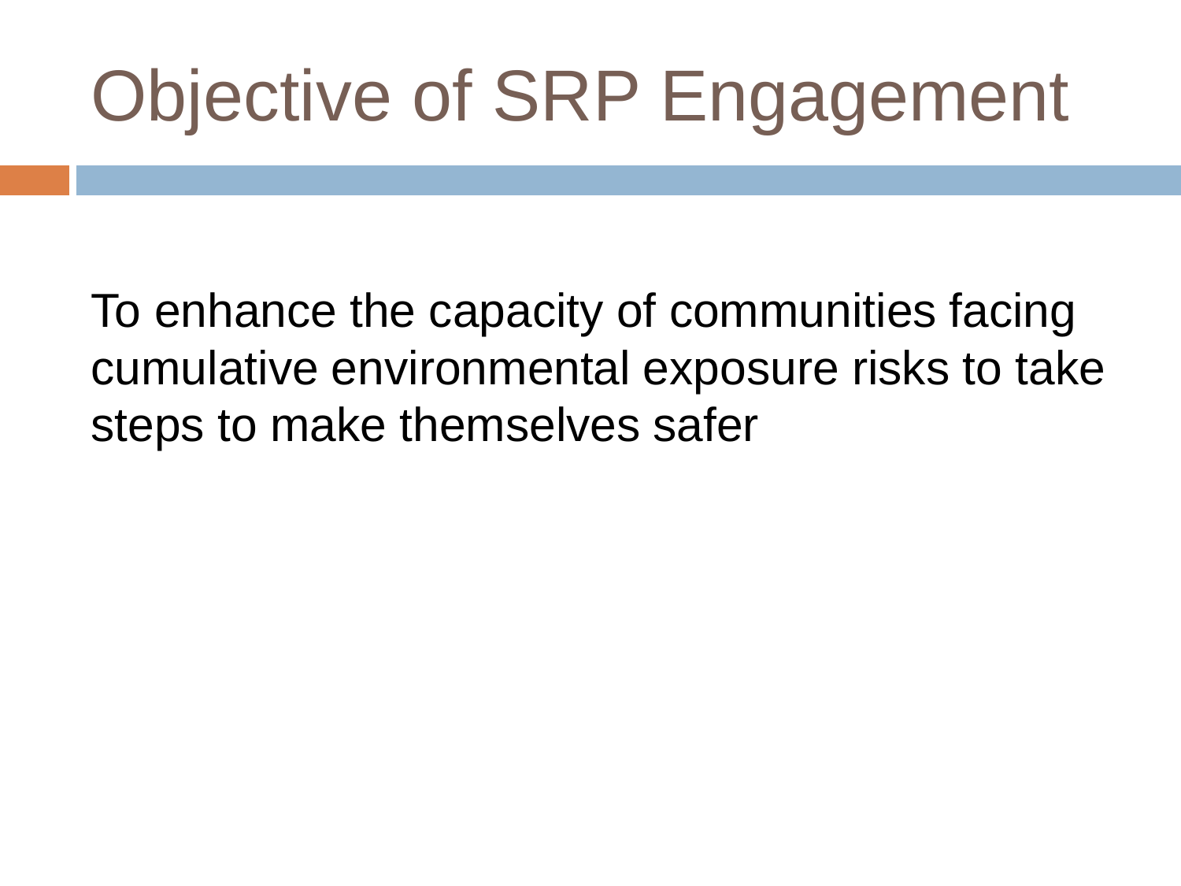# Objective of SRP Engagement

To enhance the capacity of communities facing cumulative environmental exposure risks to take steps to make themselves safer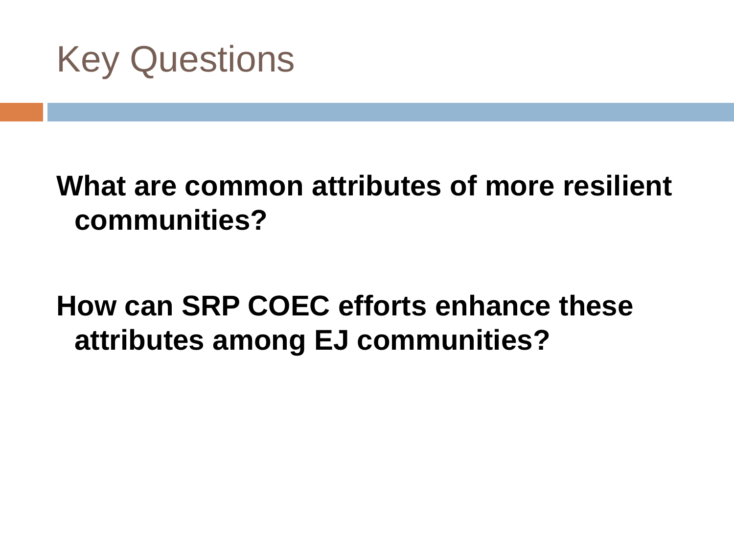# Key Questions

**What are common attributes of more resilient communities?**

**How can SRP COEC efforts enhance these attributes among EJ communities?**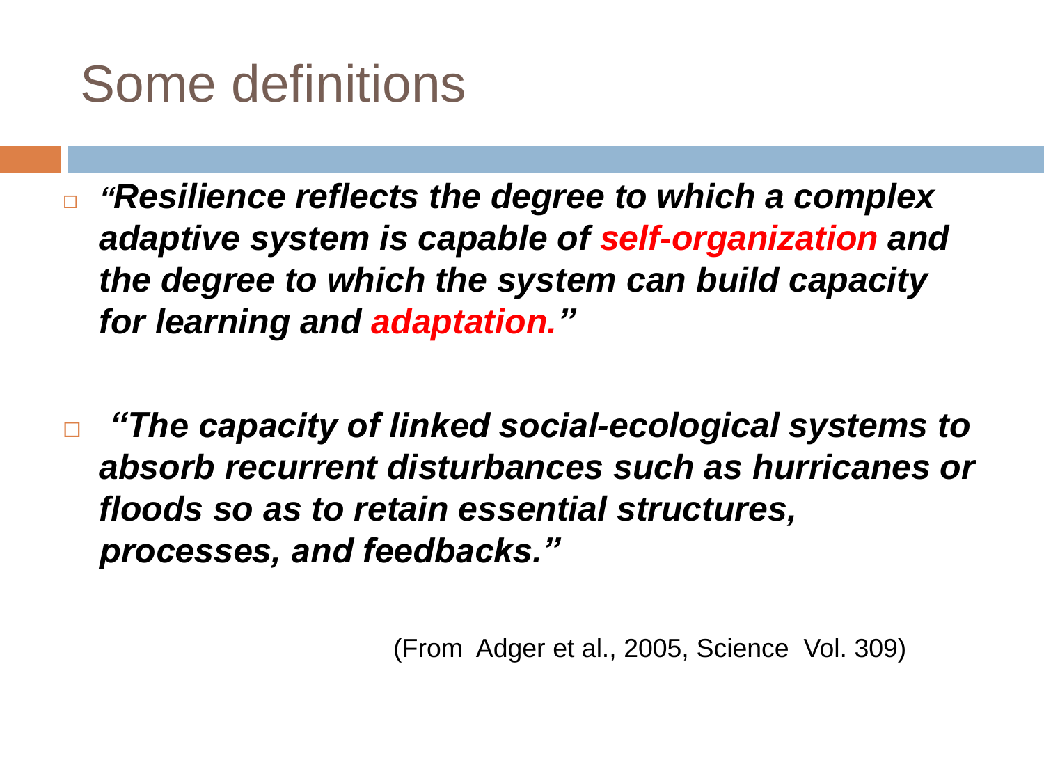# Some definitions

- ***"Resilience reflects the degree to which a complex adaptive system is capable of self-organization and the degree to which the system can build capacity for learning and adaptation."***

- ***"The capacity of linked social-ecological systems to absorb recurrent disturbances such as hurricanes or floods so as to retain essential structures, processes, and feedbacks."***

(From Adger et al., 2005, Science Vol. 309)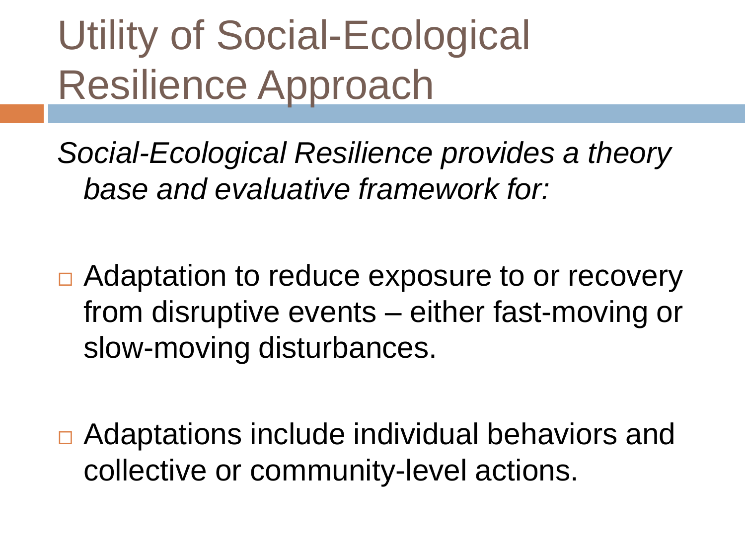# Utility of Social-Ecological Resilience Approach

*Social-Ecological Resilience provides a theory base and evaluative framework for:*

- Adaptation to reduce exposure to or recovery from disruptive events – either fast-moving or slow-moving disturbances.

- Adaptations include individual behaviors and collective or community-level actions.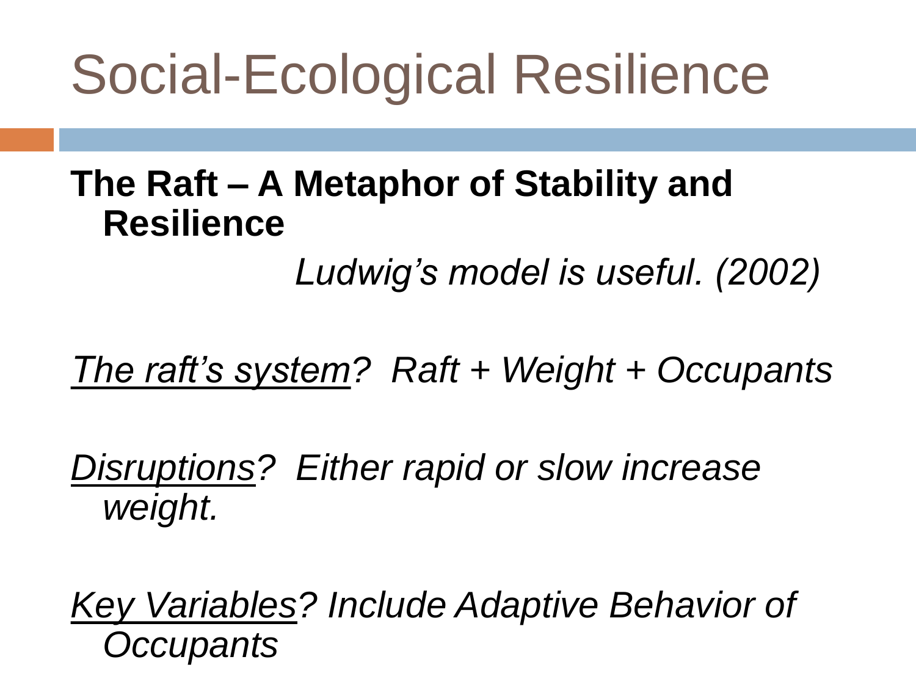# Social-Ecological Resilience

**The Raft – A Metaphor of Stability and Resilience**

*Ludwig's model is useful. (2002)*

*<u>The raft's system</u>? Raft + Weight + Occupants*

*<u>Disruptions</u>? Either rapid or slow increase weight.*

*<u>Key Variables</u>? Include Adaptive Behavior of Occupants*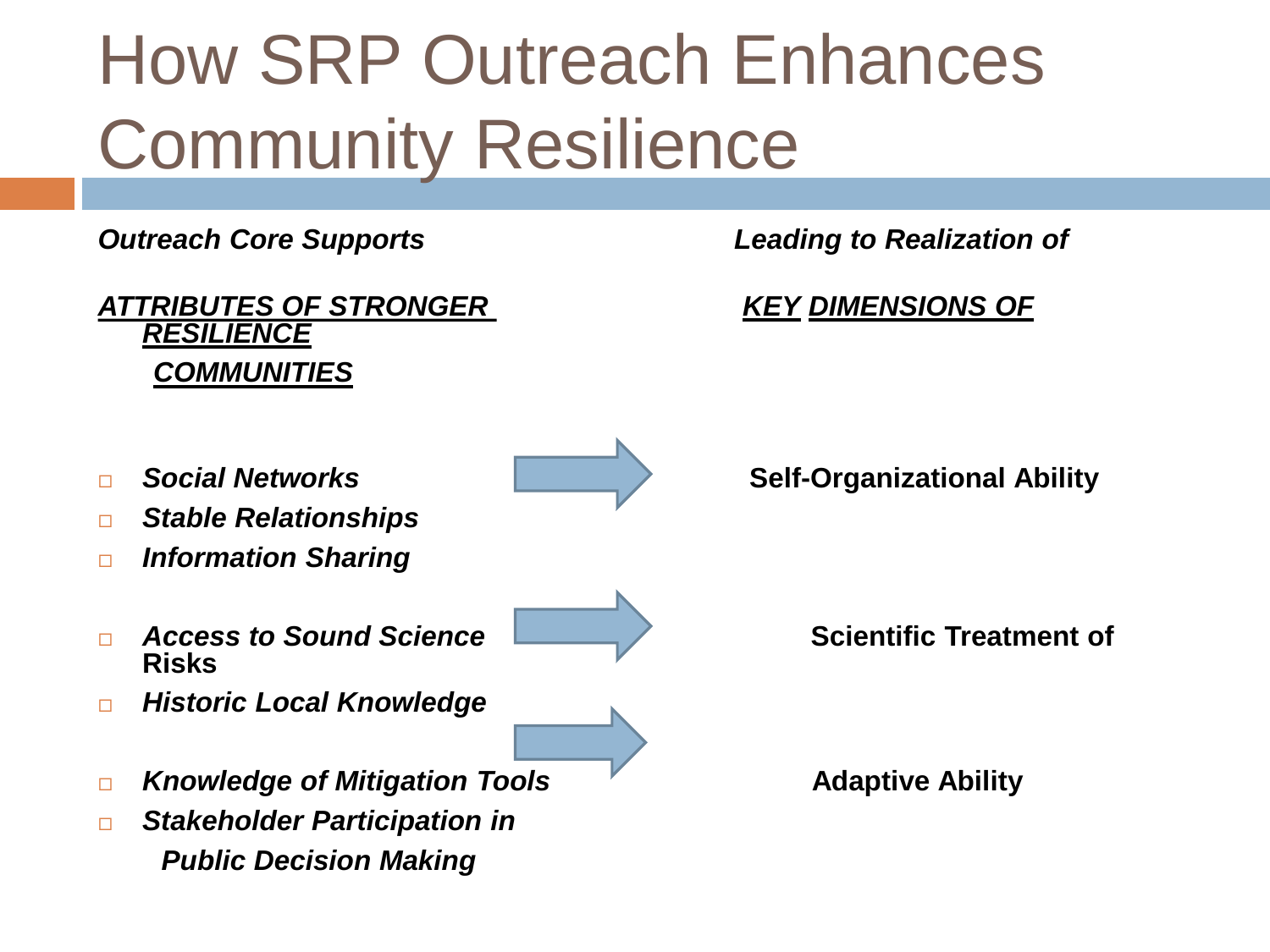# How SRP Outreach Enhances Community Resilience

***Outreach Core Supports*** | ***Leading to Realization of***

***ATTRIBUTES OF STRONGER RESILIENCE COMMUNITIES*** | ***KEY DIMENSIONS OF***

- ***Social Networks***
- ***Stable Relationships***
- ***Information Sharing***

→ **Self-Organizational Ability**

- ***Access to Sound Science*** **Risks**
- ***Historic Local Knowledge***

→ **Scientific Treatment of**

- ***Knowledge of Mitigation Tools***
- ***Stakeholder Participation in Public Decision Making***

→ **Adaptive Ability**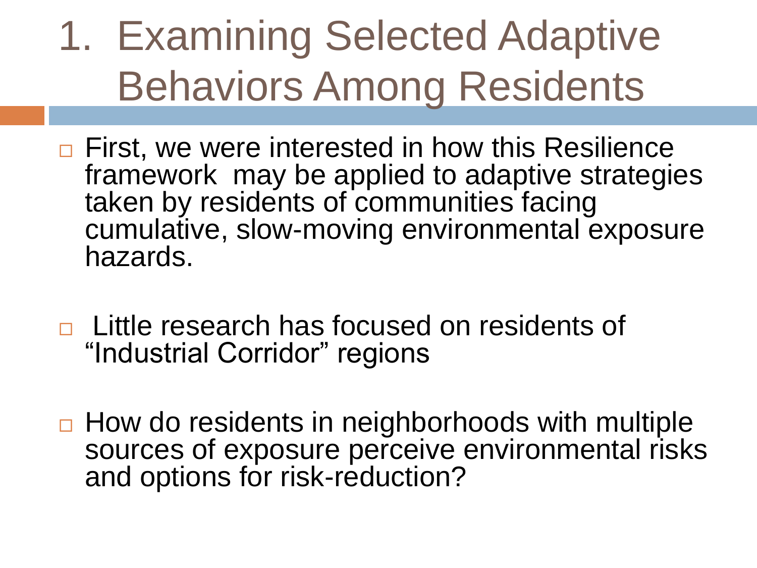# 1. Examining Selected Adaptive Behaviors Among Residents

- First, we were interested in how this Resilience framework may be applied to adaptive strategies taken by residents of communities facing cumulative, slow-moving environmental exposure hazards.

- Little research has focused on residents of "Industrial Corridor" regions

- How do residents in neighborhoods with multiple sources of exposure perceive environmental risks and options for risk-reduction?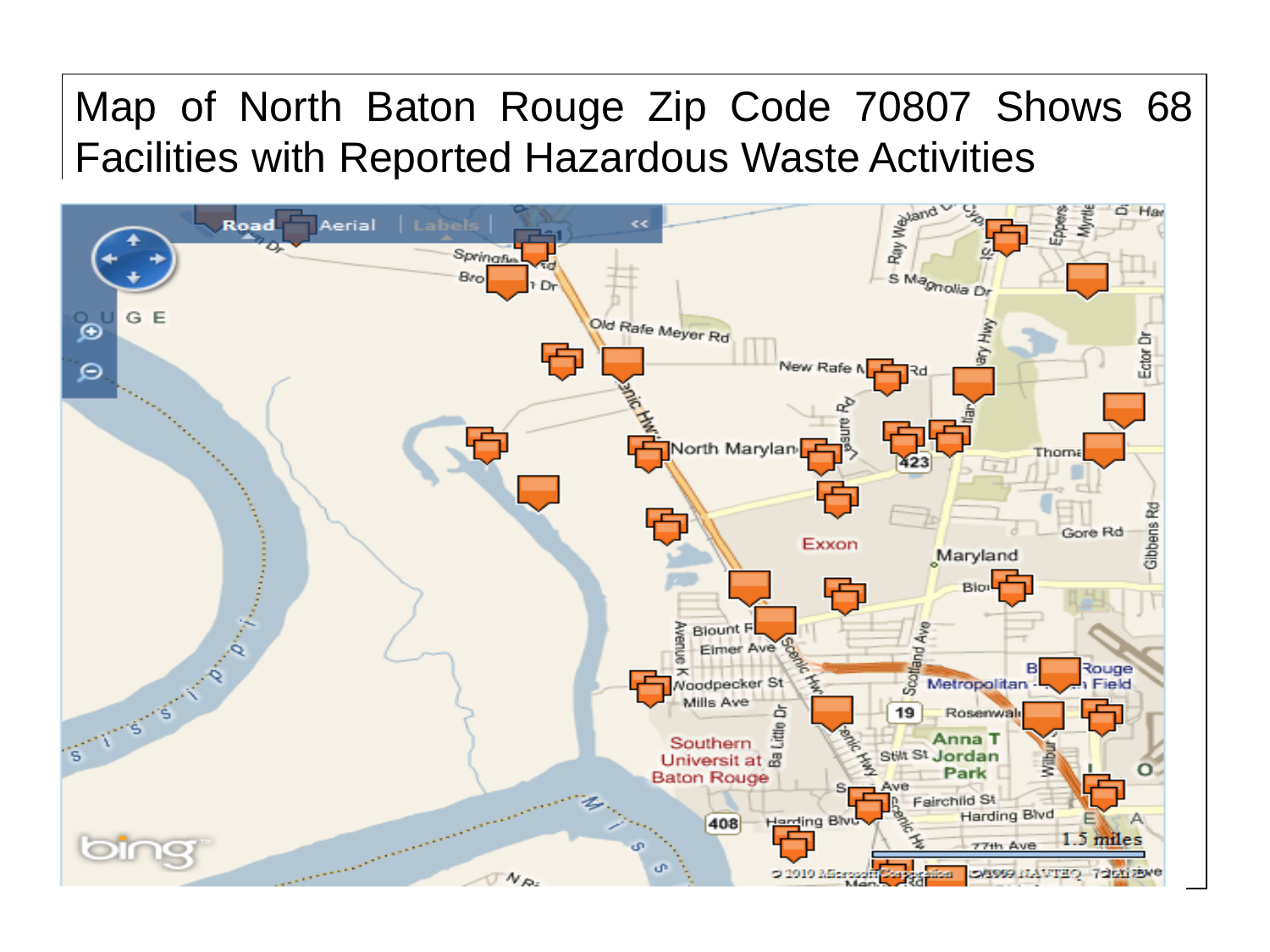# Map of North Baton Rouge Zip Code 70807 Shows 68 Facilities with Reported Hazardous Waste Activities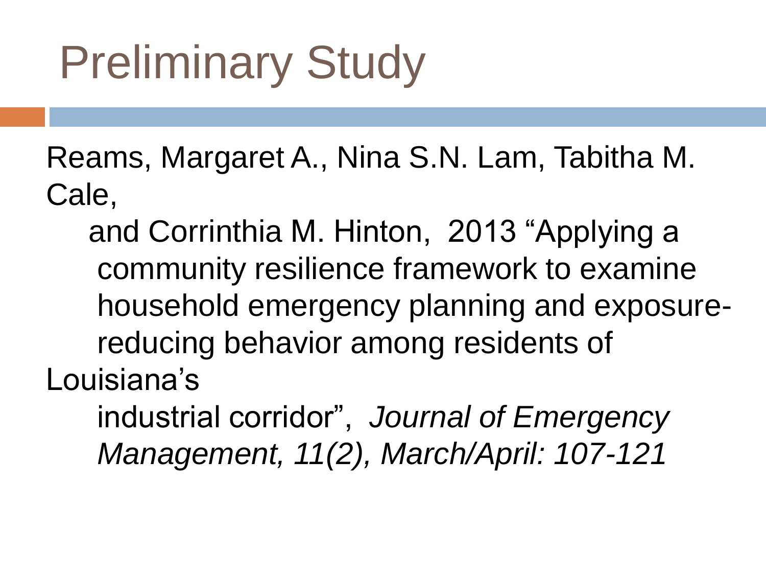# Preliminary Study

Reams, Margaret A., Nina S.N. Lam, Tabitha M. Cale, and Corrinthia M. Hinton, 2013 "Applying a community resilience framework to examine household emergency planning and exposure-reducing behavior among residents of Louisiana's industrial corridor", *Journal of Emergency Management, 11(2), March/April: 107-121*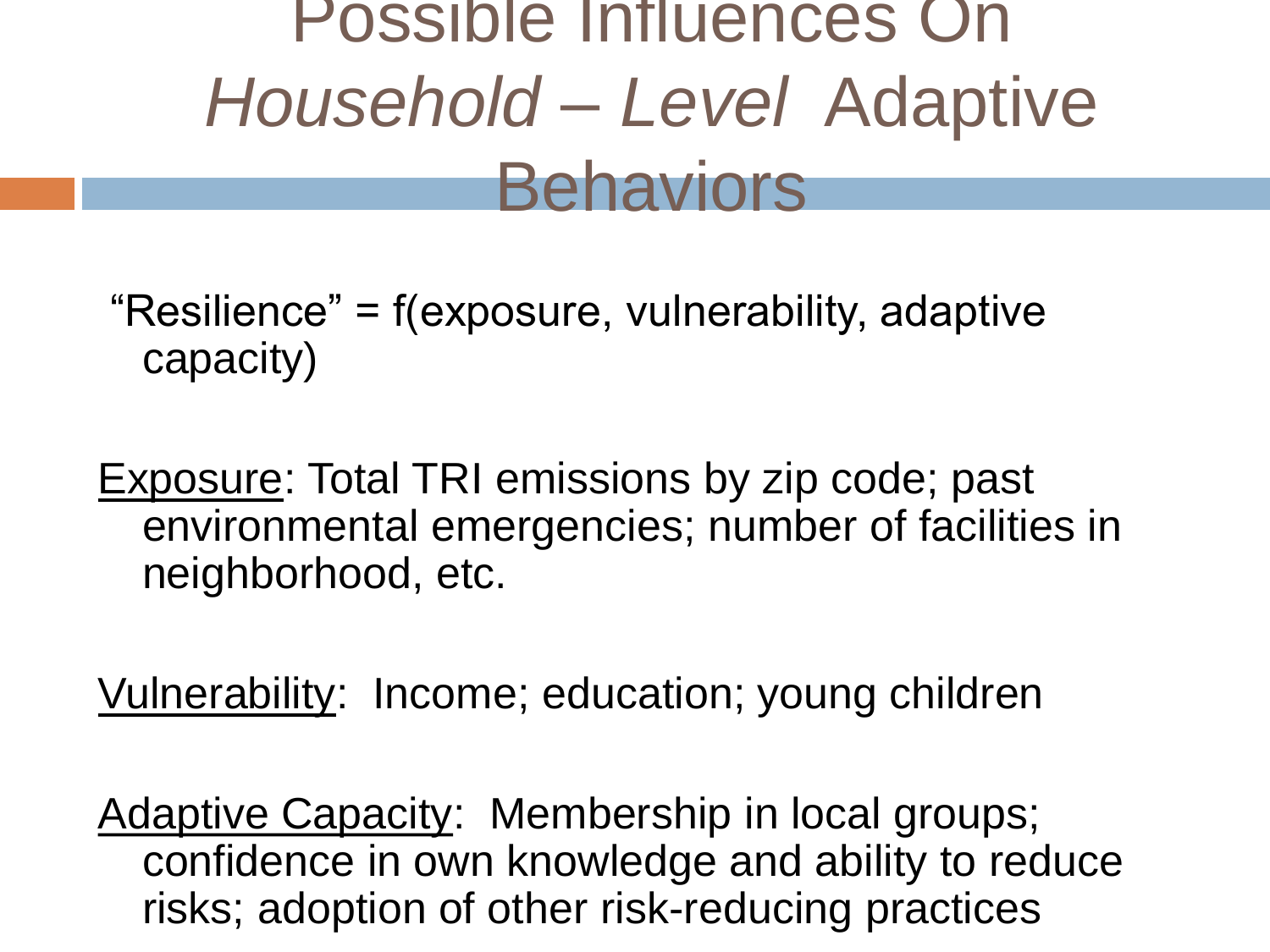# Possible Influences On *Household – Level* Adaptive Behaviors

“Resilience” = f(exposure, vulnerability, adaptive capacity)

Exposure: Total TRI emissions by zip code; past environmental emergencies; number of facilities in neighborhood, etc.

Vulnerability: Income; education; young children

Adaptive Capacity: Membership in local groups; confidence in own knowledge and ability to reduce risks; adoption of other risk-reducing practices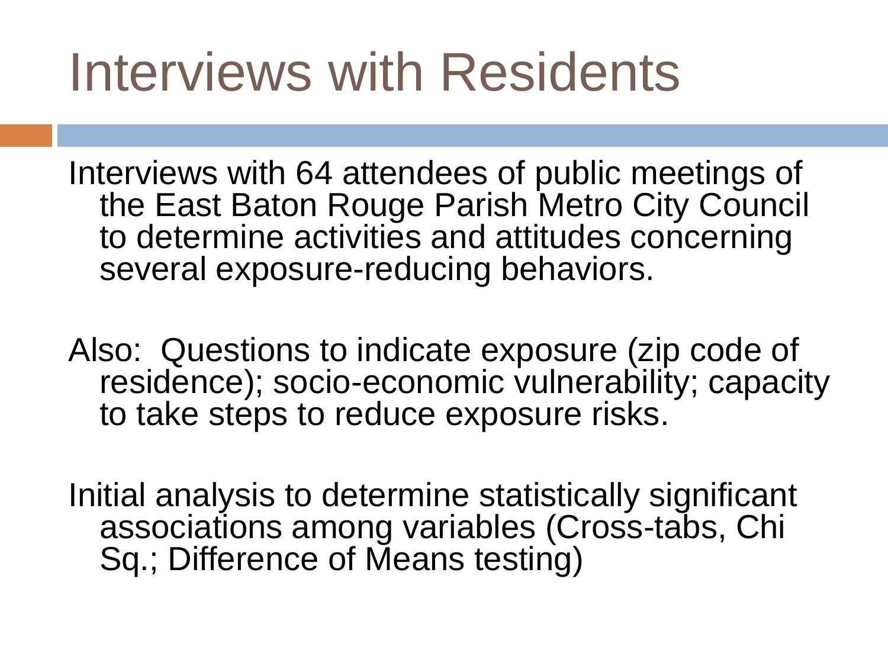# Interviews with Residents

Interviews with 64 attendees of public meetings of the East Baton Rouge Parish Metro City Council to determine activities and attitudes concerning several exposure-reducing behaviors.

Also: Questions to indicate exposure (zip code of residence); socio-economic vulnerability; capacity to take steps to reduce exposure risks.

Initial analysis to determine statistically significant associations among variables (Cross-tabs, Chi Sq.; Difference of Means testing)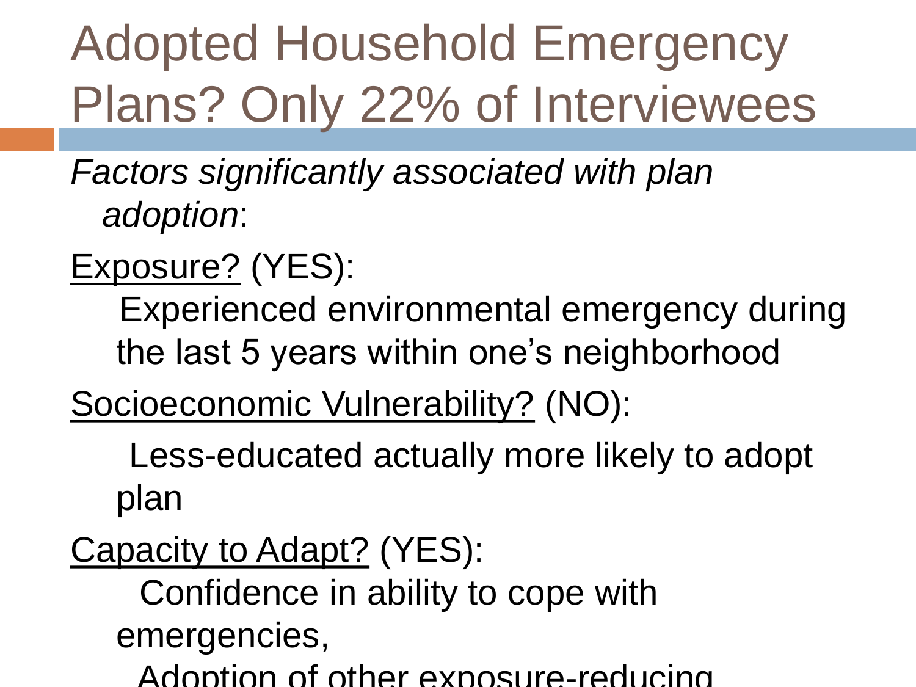# Adopted Household Emergency Plans? Only 22% of Interviewees

*Factors significantly associated with plan adoption*:

Exposure? (YES):

Experienced environmental emergency during the last 5 years within one's neighborhood

Socioeconomic Vulnerability? (NO):

Less-educated actually more likely to adopt plan

Capacity to Adapt? (YES):

Confidence in ability to cope with emergencies,

Adoption of other exposure-reducing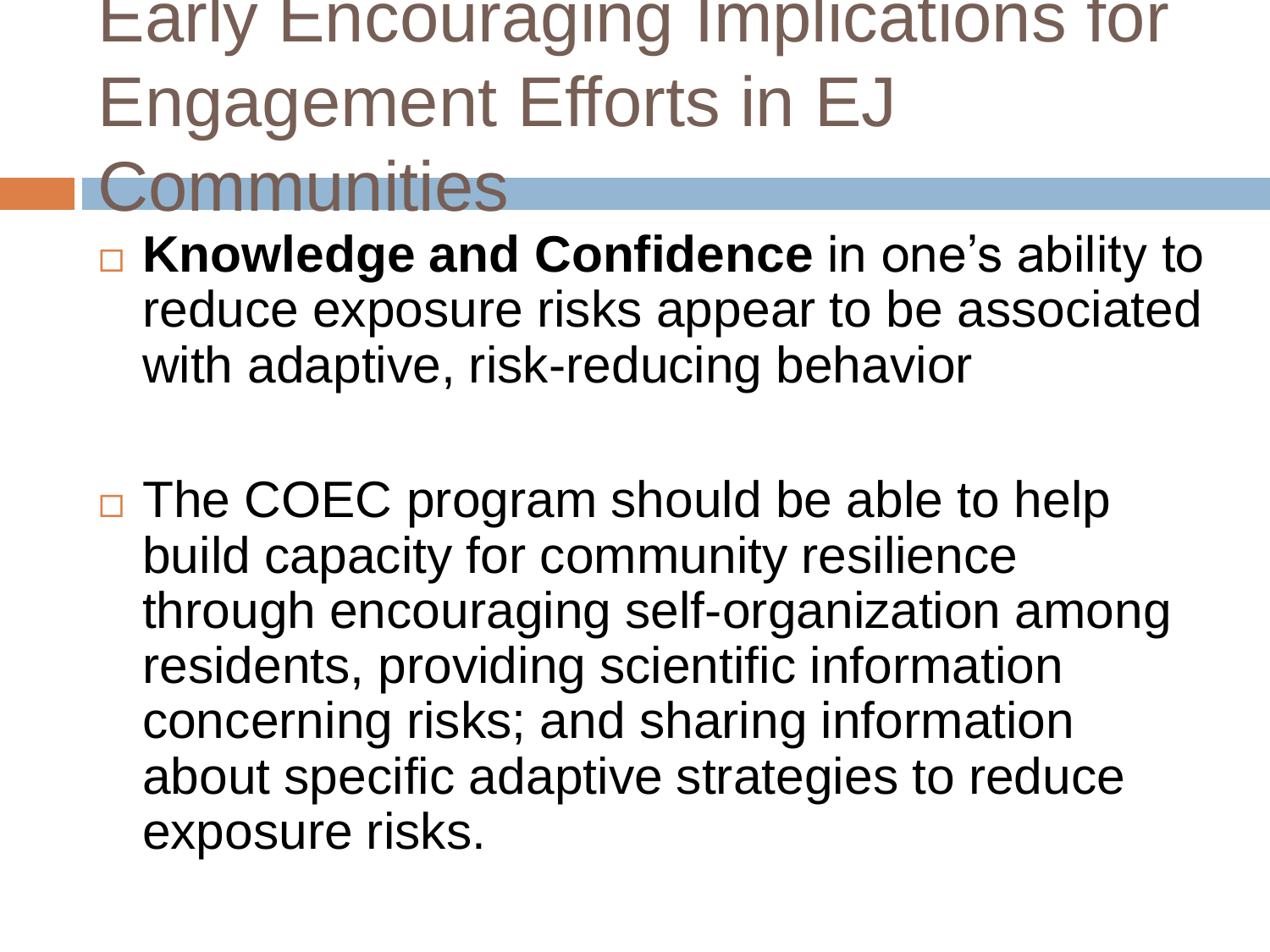# Early Encouraging Implications for Engagement Efforts in EJ Communities

- **Knowledge and Confidence** in one's ability to reduce exposure risks appear to be associated with adaptive, risk-reducing behavior

- The COEC program should be able to help build capacity for community resilience through encouraging self-organization among residents, providing scientific information concerning risks; and sharing information about specific adaptive strategies to reduce exposure risks.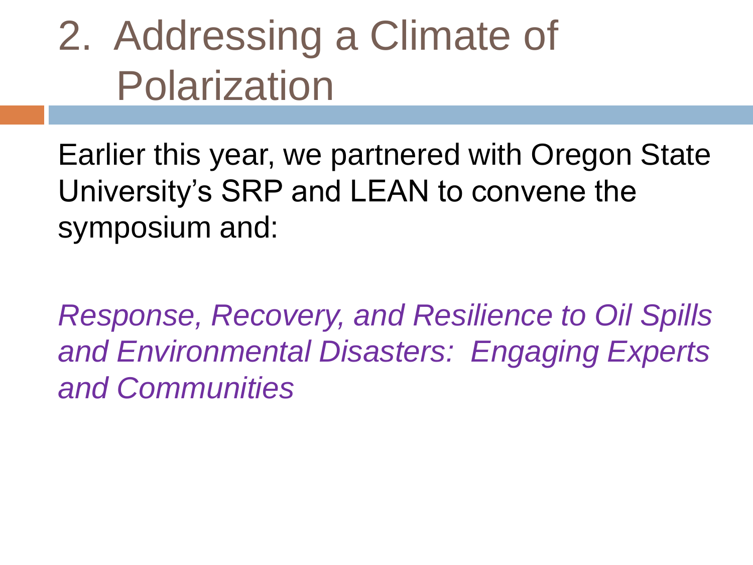# 2. Addressing a Climate of Polarization

Earlier this year, we partnered with Oregon State University's SRP and LEAN to convene the symposium and:

*Response, Recovery, and Resilience to Oil Spills and Environmental Disasters: Engaging Experts and Communities*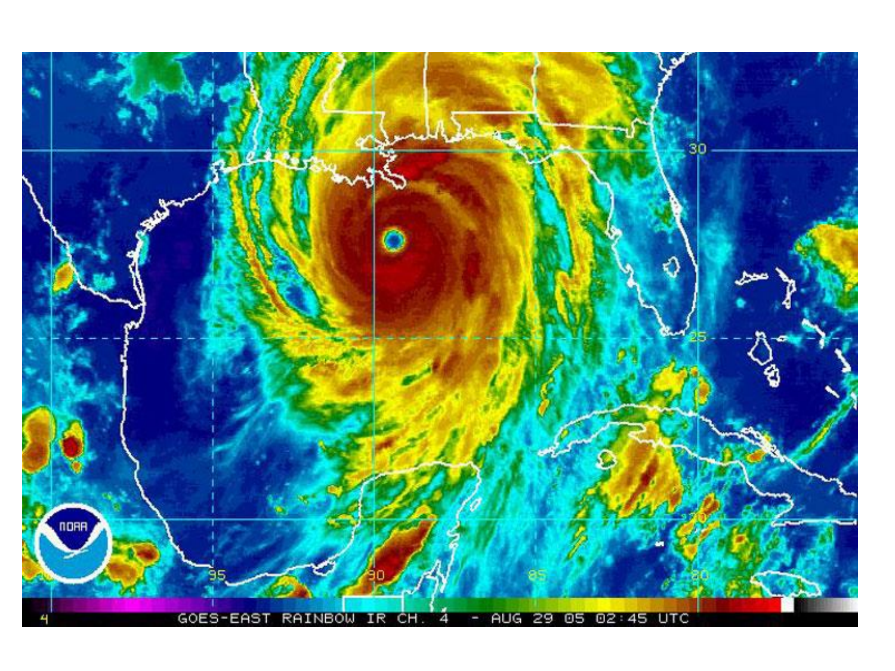GOES-EAST RAINBOW IR CH. 4 - AUG 29 05 02:45 UTC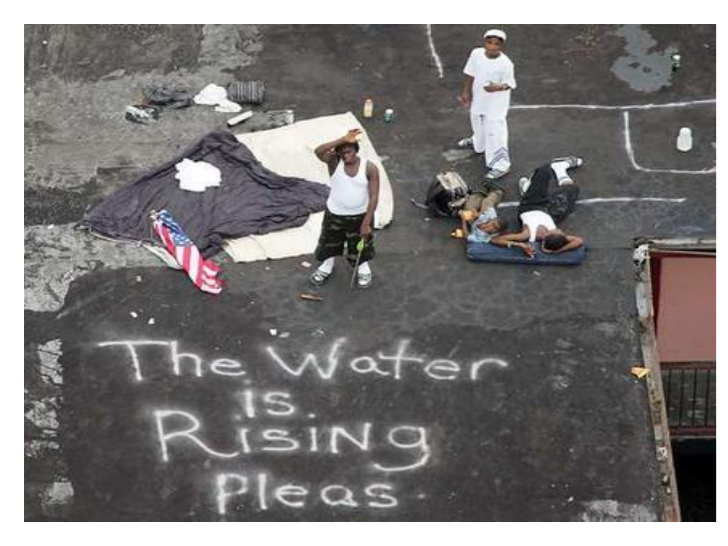The Water is Rising Pleas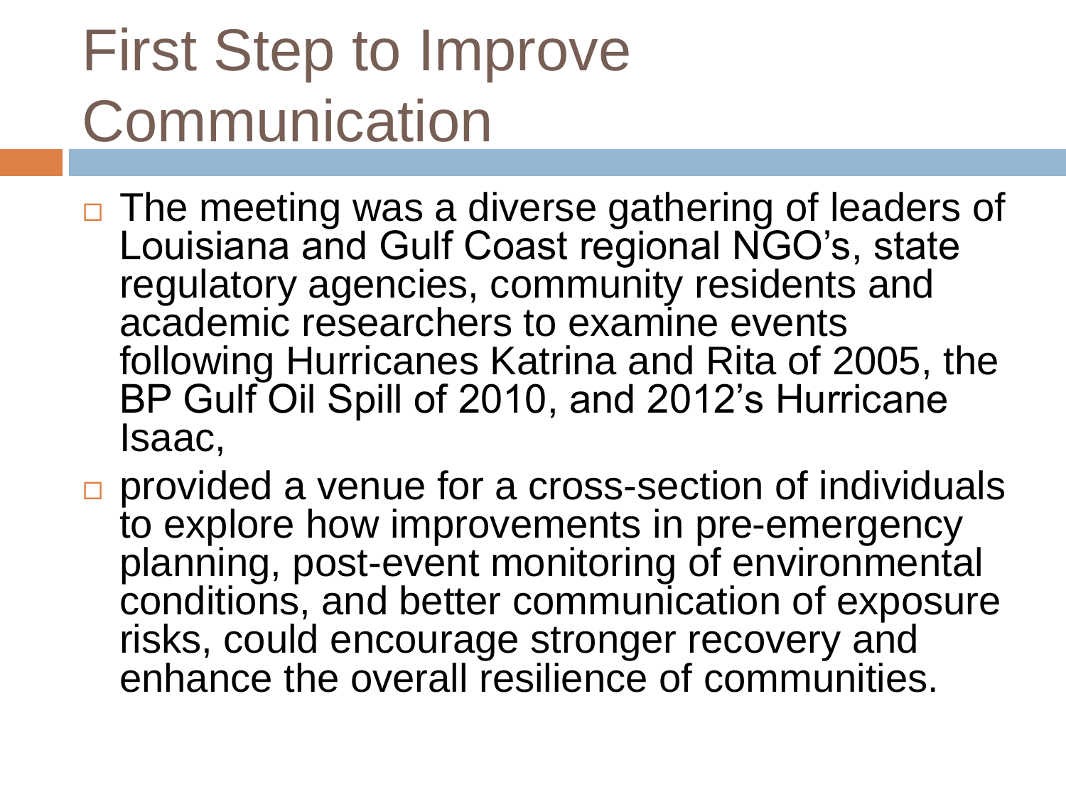# First Step to Improve Communication

- The meeting was a diverse gathering of leaders of Louisiana and Gulf Coast regional NGO's, state regulatory agencies, community residents and academic researchers to examine events following Hurricanes Katrina and Rita of 2005, the BP Gulf Oil Spill of 2010, and 2012's Hurricane Isaac,
- provided a venue for a cross-section of individuals to explore how improvements in pre-emergency planning, post-event monitoring of environmental conditions, and better communication of exposure risks, could encourage stronger recovery and enhance the overall resilience of communities.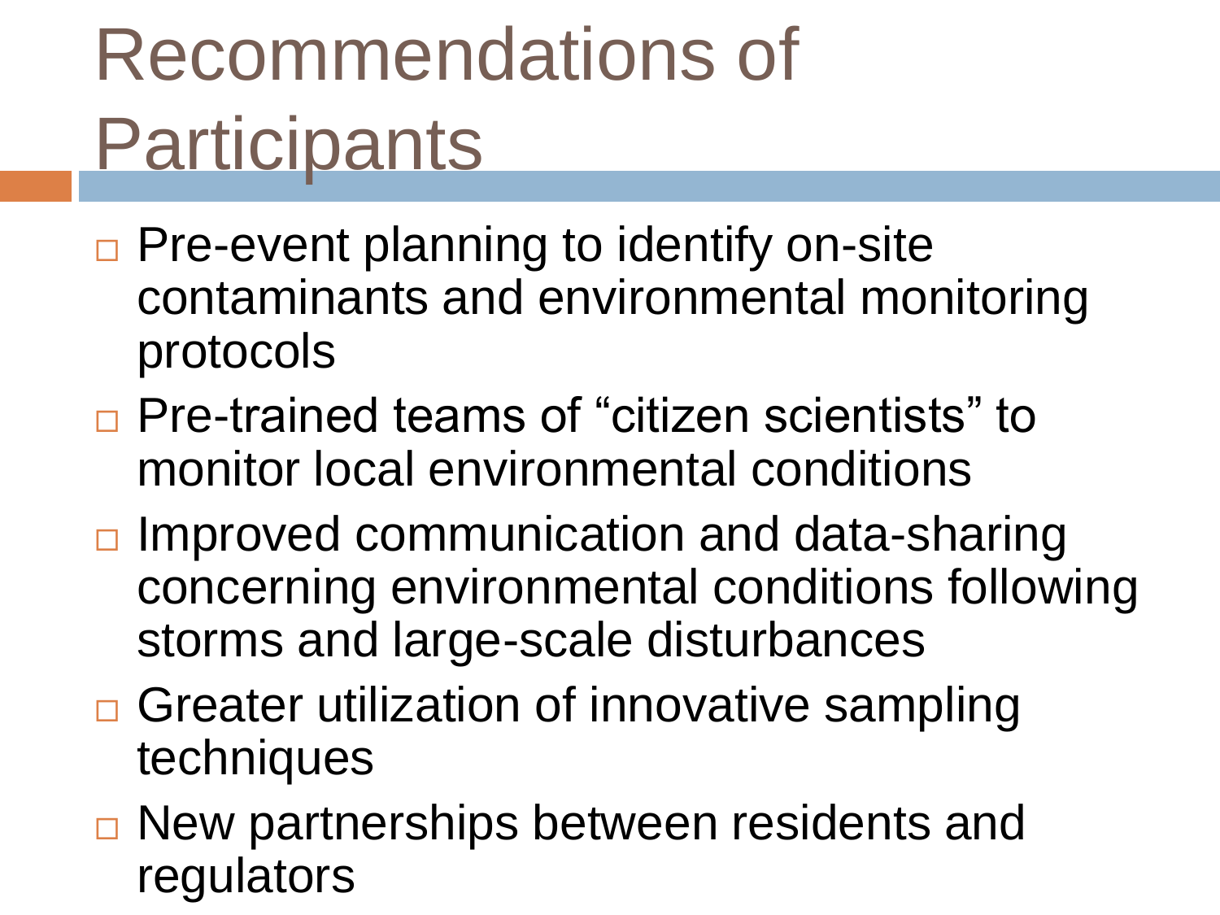# Recommendations of Participants

- Pre-event planning to identify on-site contaminants and environmental monitoring protocols
- Pre-trained teams of "citizen scientists" to monitor local environmental conditions
- Improved communication and data-sharing concerning environmental conditions following storms and large-scale disturbances
- Greater utilization of innovative sampling techniques
- New partnerships between residents and regulators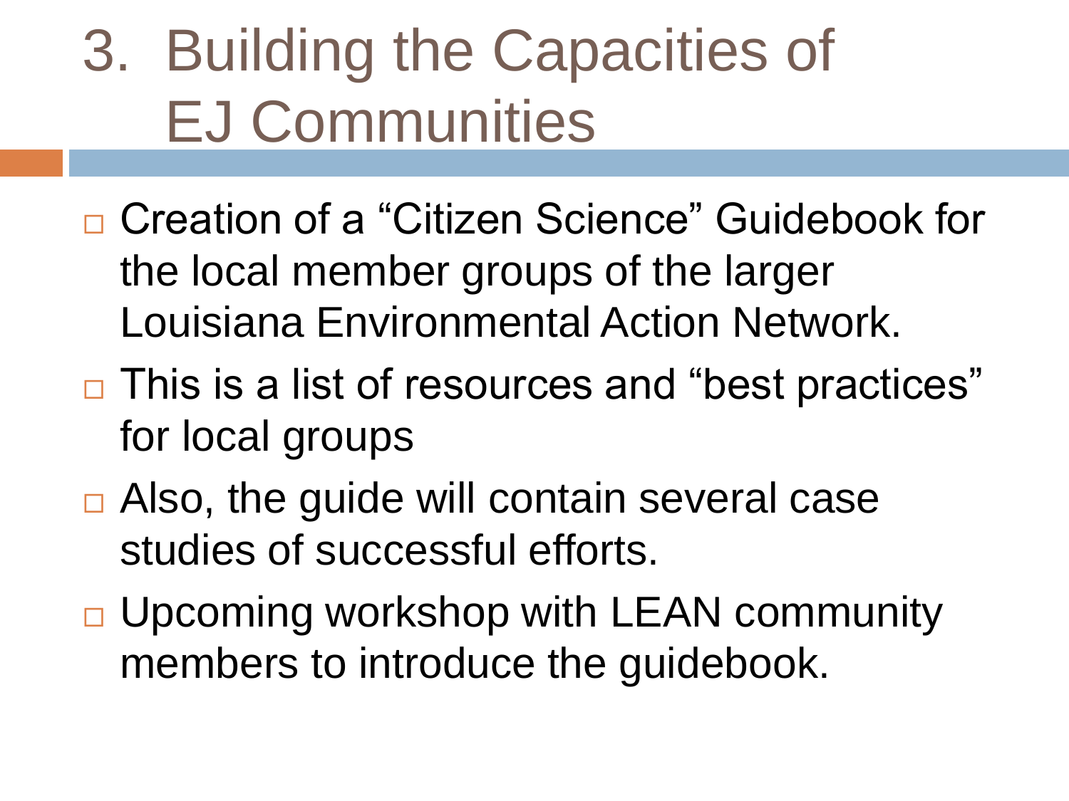# 3. Building the Capacities of EJ Communities

- Creation of a "Citizen Science" Guidebook for the local member groups of the larger Louisiana Environmental Action Network.
- This is a list of resources and "best practices" for local groups
- Also, the guide will contain several case studies of successful efforts.
- Upcoming workshop with LEAN community members to introduce the guidebook.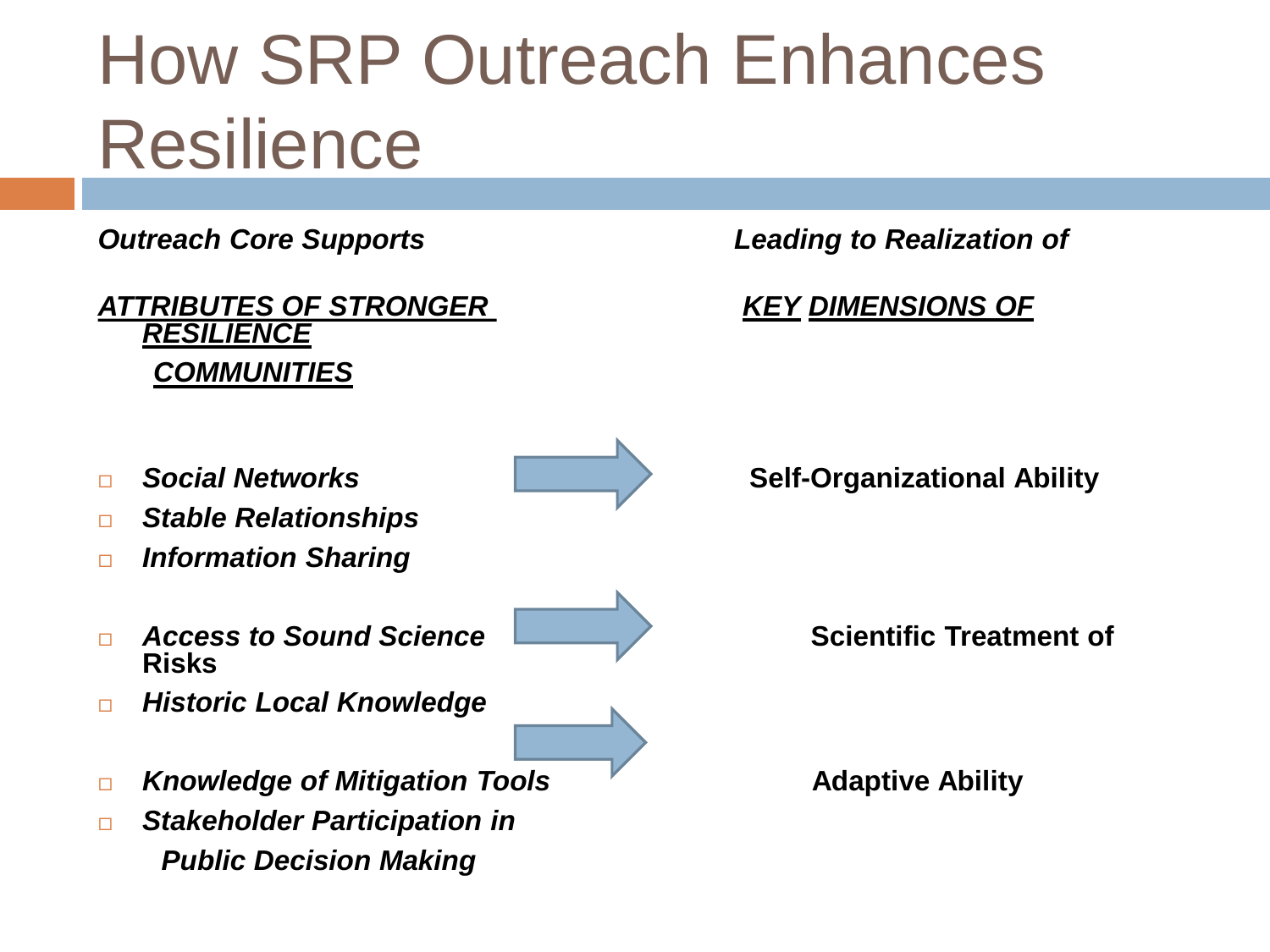# How SRP Outreach Enhances Resilience

***Outreach Core Supports***

***ATTRIBUTES OF STRONGER RESILIENCE COMMUNITIES***

- ***Social Networks***
- ***Stable Relationships***
- ***Information Sharing***
- ***Access to Sound Science* Risks**
- ***Historic Local Knowledge***
- ***Knowledge of Mitigation Tools***
- ***Stakeholder Participation in Public Decision Making***

***Leading to Realization of***

***KEY DIMENSIONS OF***

**Self-Organizational Ability**

**Scientific Treatment of**

**Adaptive Ability**